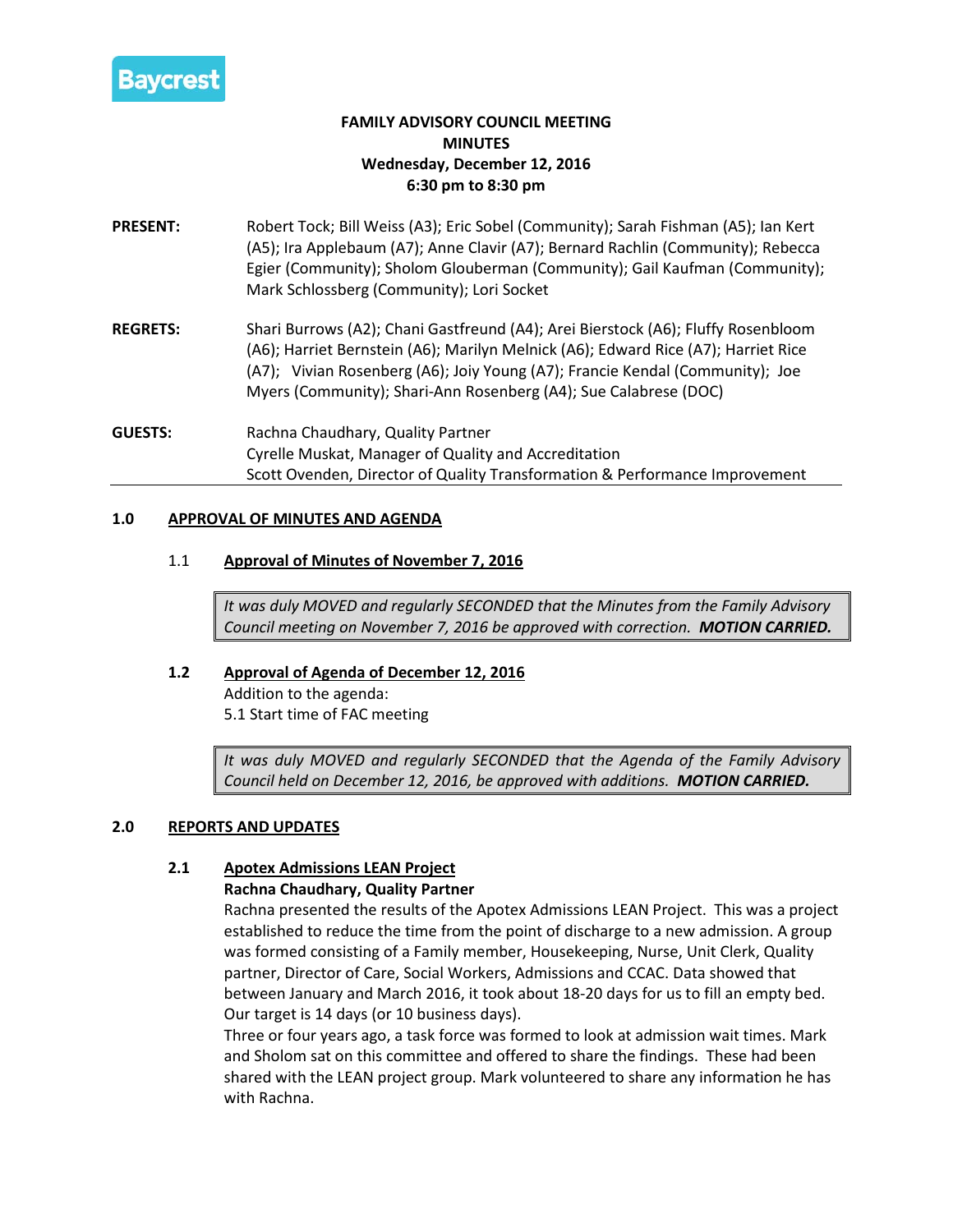Baycrest

# FAMILY ADVISORY COUNCIL MEETING
# MINUTES
## Wednesday, December 12, 2016
## 6:30 pm to 8:30 pm

**PRESENT:** Robert Tock; Bill Weiss (A3); Eric Sobel (Community); Sarah Fishman (A5); Ian Kert (A5); Ira Applebaum (A7); Anne Clavir (A7); Bernard Rachlin (Community); Rebecca Egier (Community); Sholom Glouberman (Community); Gail Kaufman (Community); Mark Schlossberg (Community); Lori Socket

**REGRETS:** Shari Burrows (A2); Chani Gastfreund (A4); Arei Bierstock (A6); Fluffy Rosenbloom (A6); Harriet Bernstein (A6); Marilyn Melnick (A6); Edward Rice (A7); Harriet Rice (A7); Vivian Rosenberg (A6); Joiy Young (A7); Francie Kendal (Community); Joe Myers (Community); Shari-Ann Rosenberg (A4); Sue Calabrese (DOC)

**GUESTS:** Rachna Chaudhary, Quality Partner
Cyrelle Muskat, Manager of Quality and Accreditation
Scott Ovenden, Director of Quality Transformation & Performance Improvement

## 1.0 APPROVAL OF MINUTES AND AGENDA

### 1.1 Approval of Minutes of November 7, 2016

*It was duly MOVED and regularly SECONDED that the Minutes from the Family Advisory Council meeting on November 7, 2016 be approved with correction.* ***MOTION CARRIED.***

### 1.2 Approval of Agenda of December 12, 2016

Addition to the agenda:
5.1 Start time of FAC meeting

*It was duly MOVED and regularly SECONDED that the Agenda of the Family Advisory Council held on December 12, 2016, be approved with additions.* ***MOTION CARRIED.***

## 2.0 REPORTS AND UPDATES

### 2.1 Apotex Admissions LEAN Project

**Rachna Chaudhary, Quality Partner**

Rachna presented the results of the Apotex Admissions LEAN Project. This was a project established to reduce the time from the point of discharge to a new admission. A group was formed consisting of a Family member, Housekeeping, Nurse, Unit Clerk, Quality partner, Director of Care, Social Workers, Admissions and CCAC. Data showed that between January and March 2016, it took about 18-20 days for us to fill an empty bed. Our target is 14 days (or 10 business days).

Three or four years ago, a task force was formed to look at admission wait times. Mark and Sholom sat on this committee and offered to share the findings. These had been shared with the LEAN project group. Mark volunteered to share any information he has with Rachna.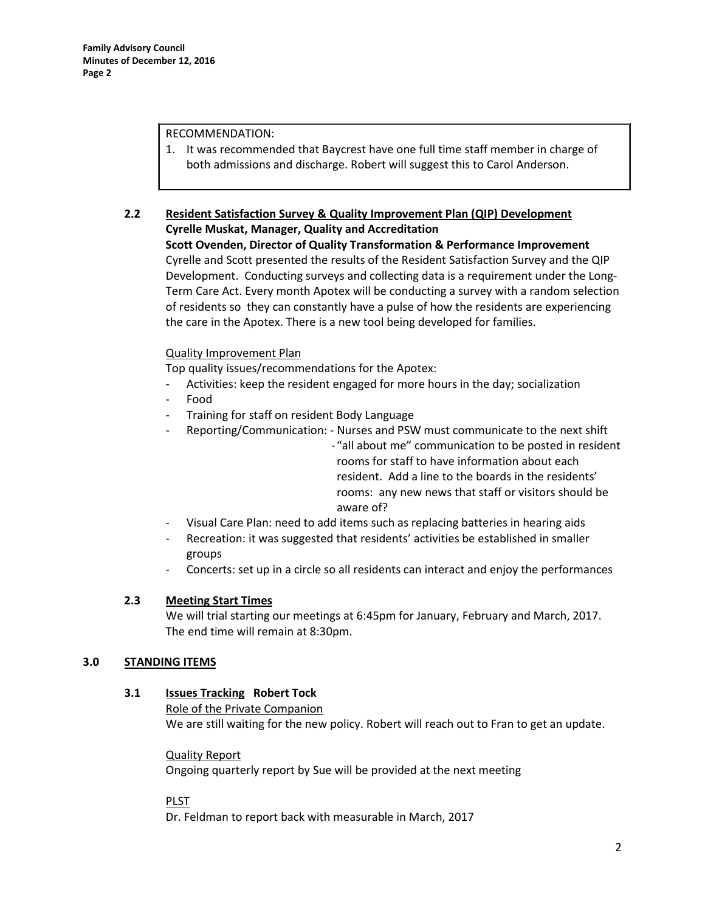RECOMMENDATION:

1. It was recommended that Baycrest have one full time staff member in charge of both admissions and discharge. Robert will suggest this to Carol Anderson.

### 2.2 Resident Satisfaction Survey & Quality Improvement Plan (QIP) Development

**Cyrelle Muskat, Manager, Quality and Accreditation**

**Scott Ovenden, Director of Quality Transformation & Performance Improvement**

Cyrelle and Scott presented the results of the Resident Satisfaction Survey and the QIP Development. Conducting surveys and collecting data is a requirement under the Long-Term Care Act. Every month Apotex will be conducting a survey with a random selection of residents so they can constantly have a pulse of how the residents are experiencing the care in the Apotex. There is a new tool being developed for families.

Quality Improvement Plan

Top quality issues/recommendations for the Apotex:

- Activities: keep the resident engaged for more hours in the day; socialization
- Food
- Training for staff on resident Body Language
- Reporting/Communication:
  - Nurses and PSW must communicate to the next shift
  - "all about me" communication to be posted in resident rooms for staff to have information about each resident. Add a line to the boards in the residents' rooms: any new news that staff or visitors should be aware of?
- Visual Care Plan: need to add items such as replacing batteries in hearing aids
- Recreation: it was suggested that residents' activities be established in smaller groups
- Concerts: set up in a circle so all residents can interact and enjoy the performances

### 2.3 Meeting Start Times

We will trial starting our meetings at 6:45pm for January, February and March, 2017. The end time will remain at 8:30pm.

## 3.0 STANDING ITEMS

### 3.1 Issues Tracking Robert Tock

Role of the Private Companion

We are still waiting for the new policy. Robert will reach out to Fran to get an update.

Quality Report

Ongoing quarterly report by Sue will be provided at the next meeting

PLST

Dr. Feldman to report back with measurable in March, 2017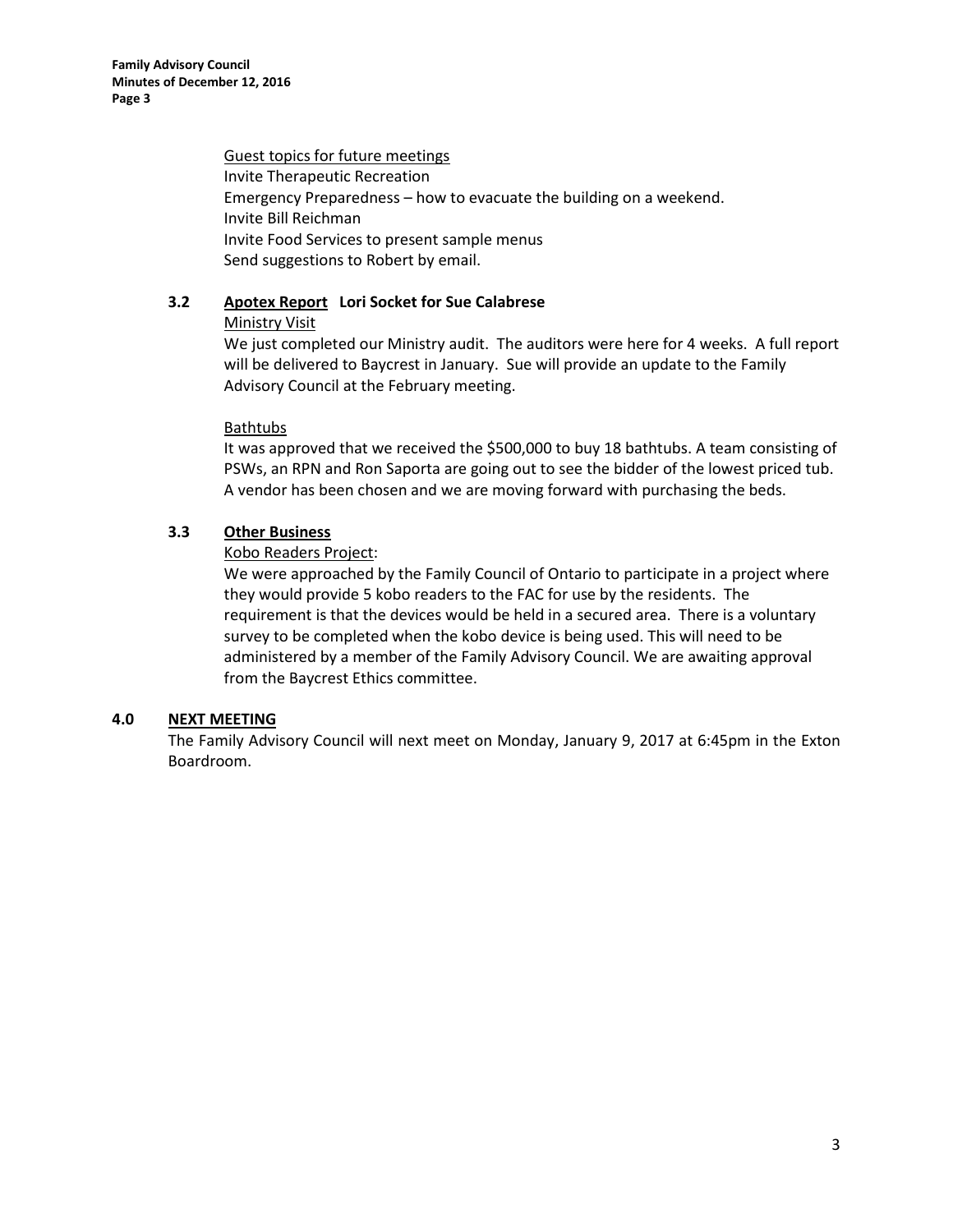Guest topics for future meetings

Invite Therapeutic Recreation
Emergency Preparedness – how to evacuate the building on a weekend.
Invite Bill Reichman
Invite Food Services to present sample menus
Send suggestions to Robert by email.

### 3.2 Apotex Report **Lori Socket for Sue Calabrese**

Ministry Visit

We just completed our Ministry audit. The auditors were here for 4 weeks. A full report will be delivered to Baycrest in January. Sue will provide an update to the Family Advisory Council at the February meeting.

Bathtubs

It was approved that we received the $500,000 to buy 18 bathtubs. A team consisting of PSWs, an RPN and Ron Saporta are going out to see the bidder of the lowest priced tub. A vendor has been chosen and we are moving forward with purchasing the beds.

### 3.3 Other Business

Kobo Readers Project:

We were approached by the Family Council of Ontario to participate in a project where they would provide 5 kobo readers to the FAC for use by the residents. The requirement is that the devices would be held in a secured area. There is a voluntary survey to be completed when the kobo device is being used. This will need to be administered by a member of the Family Advisory Council. We are awaiting approval from the Baycrest Ethics committee.

## 4.0 NEXT MEETING

The Family Advisory Council will next meet on Monday, January 9, 2017 at 6:45pm in the Exton Boardroom.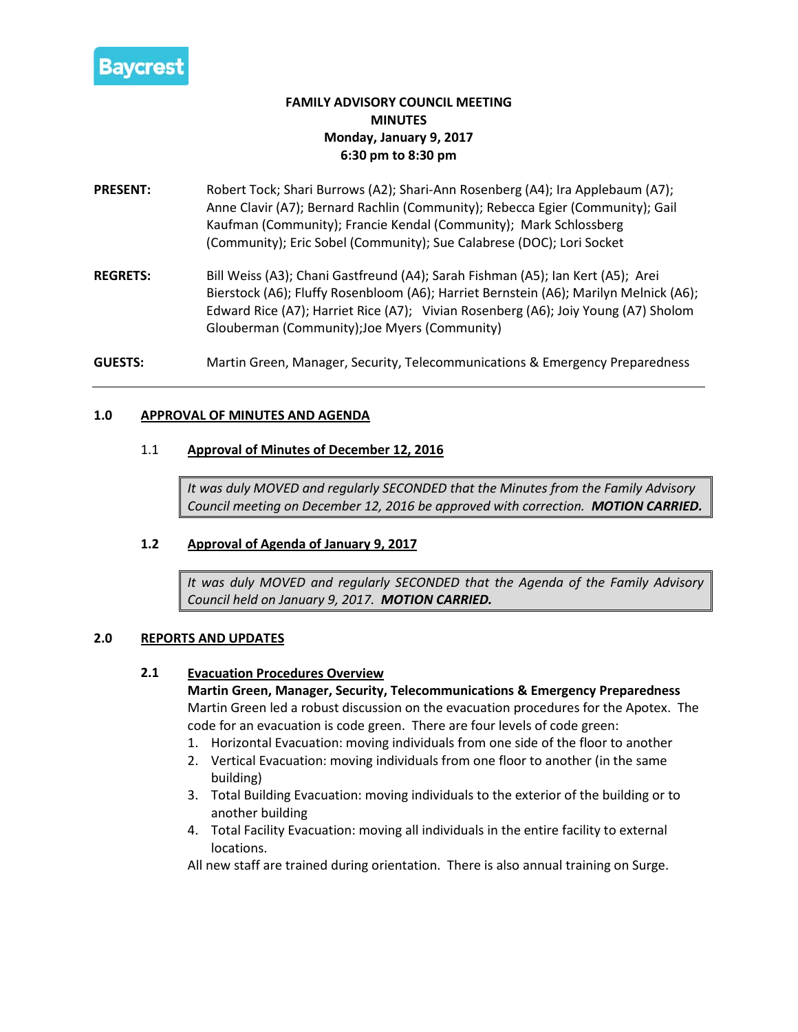Baycrest

**FAMILY ADVISORY COUNCIL MEETING**
**MINUTES**
**Monday, January 9, 2017**
**6:30 pm to 8:30 pm**

**PRESENT:** Robert Tock; Shari Burrows (A2); Shari-Ann Rosenberg (A4); Ira Applebaum (A7); Anne Clavir (A7); Bernard Rachlin (Community); Rebecca Egier (Community); Gail Kaufman (Community); Francie Kendal (Community); Mark Schlossberg (Community); Eric Sobel (Community); Sue Calabrese (DOC); Lori Socket

**REGRETS:** Bill Weiss (A3); Chani Gastfreund (A4); Sarah Fishman (A5); Ian Kert (A5); Arei Bierstock (A6); Fluffy Rosenbloom (A6); Harriet Bernstein (A6); Marilyn Melnick (A6); Edward Rice (A7); Harriet Rice (A7); Vivian Rosenberg (A6); Joiy Young (A7) Sholom Glouberman (Community);Joe Myers (Community)

**GUESTS:** Martin Green, Manager, Security, Telecommunications & Emergency Preparedness

---

## 1.0 APPROVAL OF MINUTES AND AGENDA

### 1.1 Approval of Minutes of December 12, 2016

*It was duly MOVED and regularly SECONDED that the Minutes from the Family Advisory Council meeting on December 12, 2016 be approved with correction.* ***MOTION CARRIED.***

### 1.2 Approval of Agenda of January 9, 2017

*It was duly MOVED and regularly SECONDED that the Agenda of the Family Advisory Council held on January 9, 2017.* ***MOTION CARRIED.***

## 2.0 REPORTS AND UPDATES

### 2.1 Evacuation Procedures Overview

**Martin Green, Manager, Security, Telecommunications & Emergency Preparedness**

Martin Green led a robust discussion on the evacuation procedures for the Apotex. The code for an evacuation is code green. There are four levels of code green:

1. Horizontal Evacuation: moving individuals from one side of the floor to another
2. Vertical Evacuation: moving individuals from one floor to another (in the same building)
3. Total Building Evacuation: moving individuals to the exterior of the building or to another building
4. Total Facility Evacuation: moving all individuals in the entire facility to external locations.

All new staff are trained during orientation. There is also annual training on Surge.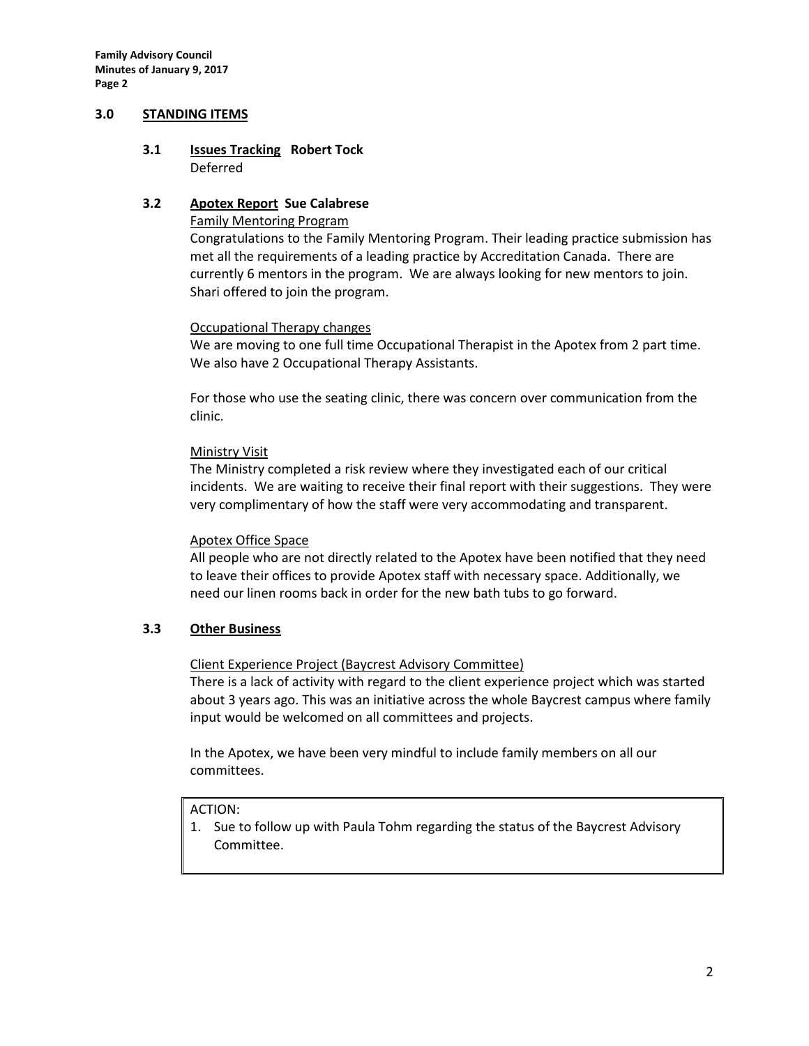## 3.0 STANDING ITEMS

### 3.1 Issues Tracking Robert Tock

Deferred

### 3.2 Apotex Report Sue Calabrese

Family Mentoring Program

Congratulations to the Family Mentoring Program. Their leading practice submission has met all the requirements of a leading practice by Accreditation Canada. There are currently 6 mentors in the program. We are always looking for new mentors to join. Shari offered to join the program.

Occupational Therapy changes

We are moving to one full time Occupational Therapist in the Apotex from 2 part time. We also have 2 Occupational Therapy Assistants.

For those who use the seating clinic, there was concern over communication from the clinic.

Ministry Visit

The Ministry completed a risk review where they investigated each of our critical incidents. We are waiting to receive their final report with their suggestions. They were very complimentary of how the staff were very accommodating and transparent.

Apotex Office Space

All people who are not directly related to the Apotex have been notified that they need to leave their offices to provide Apotex staff with necessary space. Additionally, we need our linen rooms back in order for the new bath tubs to go forward.

### 3.3 Other Business

Client Experience Project (Baycrest Advisory Committee)

There is a lack of activity with regard to the client experience project which was started about 3 years ago. This was an initiative across the whole Baycrest campus where family input would be welcomed on all committees and projects.

In the Apotex, we have been very mindful to include family members on all our committees.

ACTION:

1. Sue to follow up with Paula Tohm regarding the status of the Baycrest Advisory Committee.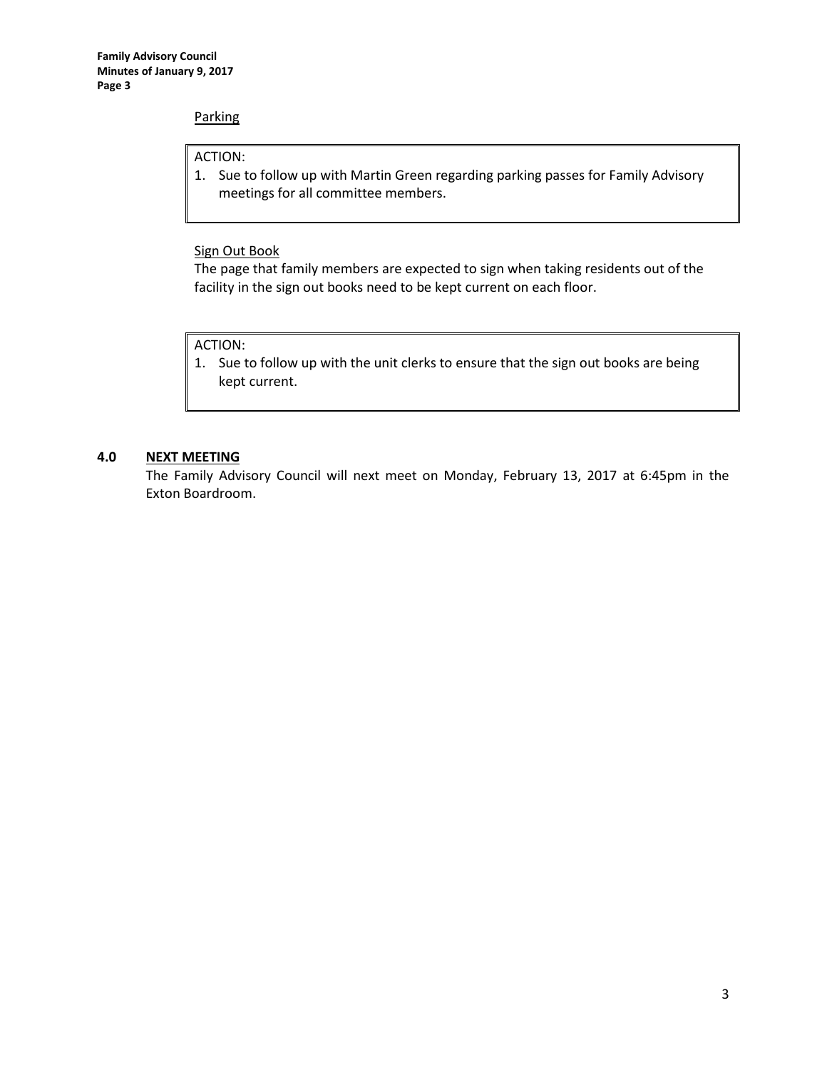Parking

> ACTION:
> 1. Sue to follow up with Martin Green regarding parking passes for Family Advisory meetings for all committee members.

Sign Out Book

The page that family members are expected to sign when taking residents out of the facility in the sign out books need to be kept current on each floor.

> ACTION:
> 1. Sue to follow up with the unit clerks to ensure that the sign out books are being kept current.

## 4.0 NEXT MEETING

The Family Advisory Council will next meet on Monday, February 13, 2017 at 6:45pm in the Exton Boardroom.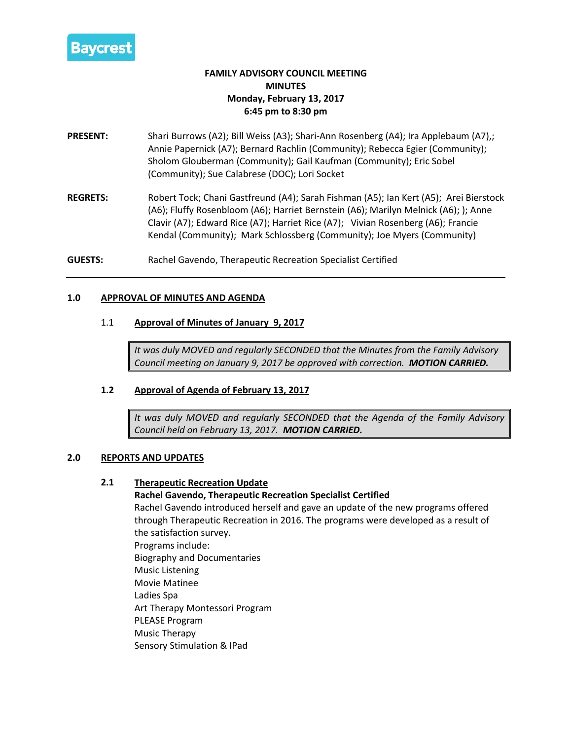Baycrest

**FAMILY ADVISORY COUNCIL MEETING**
**MINUTES**
**Monday, February 13, 2017**
**6:45 pm to 8:30 pm**

**PRESENT:** Shari Burrows (A2); Bill Weiss (A3); Shari-Ann Rosenberg (A4); Ira Applebaum (A7),; Annie Papernick (A7); Bernard Rachlin (Community); Rebecca Egier (Community); Sholom Glouberman (Community); Gail Kaufman (Community); Eric Sobel (Community); Sue Calabrese (DOC); Lori Socket

**REGRETS:** Robert Tock; Chani Gastfreund (A4); Sarah Fishman (A5); Ian Kert (A5); Arei Bierstock (A6); Fluffy Rosenbloom (A6); Harriet Bernstein (A6); Marilyn Melnick (A6); ); Anne Clavir (A7); Edward Rice (A7); Harriet Rice (A7); Vivian Rosenberg (A6); Francie Kendal (Community); Mark Schlossberg (Community); Joe Myers (Community)

**GUESTS:** Rachel Gavendo, Therapeutic Recreation Specialist Certified

---

## 1.0 APPROVAL OF MINUTES AND AGENDA

### 1.1 Approval of Minutes of January 9, 2017

*It was duly MOVED and regularly SECONDED that the Minutes from the Family Advisory Council meeting on January 9, 2017 be approved with correction.* ***MOTION CARRIED.***

### 1.2 Approval of Agenda of February 13, 2017

*It was duly MOVED and regularly SECONDED that the Agenda of the Family Advisory Council held on February 13, 2017.* ***MOTION CARRIED.***

## 2.0 REPORTS AND UPDATES

### 2.1 Therapeutic Recreation Update

**Rachel Gavendo, Therapeutic Recreation Specialist Certified**

Rachel Gavendo introduced herself and gave an update of the new programs offered through Therapeutic Recreation in 2016. The programs were developed as a result of the satisfaction survey.

Programs include:

Biography and Documentaries
Music Listening
Movie Matinee
Ladies Spa
Art Therapy Montessori Program
PLEASE Program
Music Therapy
Sensory Stimulation & IPad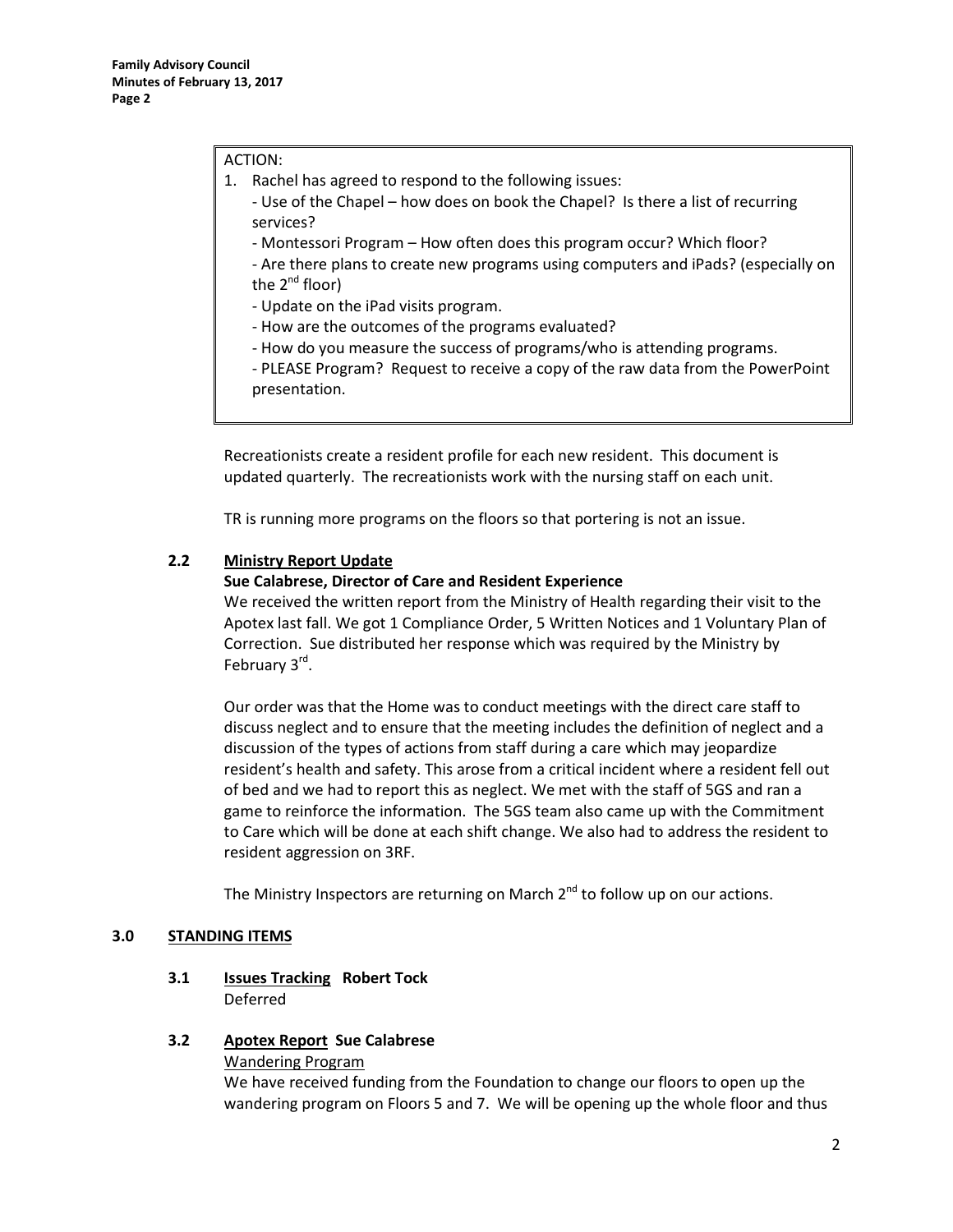ACTION:

1. Rachel has agreed to respond to the following issues:
   - Use of the Chapel – how does on book the Chapel? Is there a list of recurring services?
   - Montessori Program – How often does this program occur? Which floor?
   - Are there plans to create new programs using computers and iPads? (especially on the 2nd floor)
   - Update on the iPad visits program.
   - How are the outcomes of the programs evaluated?
   - How do you measure the success of programs/who is attending programs.
   - PLEASE Program? Request to receive a copy of the raw data from the PowerPoint presentation.

Recreationists create a resident profile for each new resident. This document is updated quarterly. The recreationists work with the nursing staff on each unit.

TR is running more programs on the floors so that portering is not an issue.

### 2.2 Ministry Report Update

**Sue Calabrese, Director of Care and Resident Experience**

We received the written report from the Ministry of Health regarding their visit to the Apotex last fall. We got 1 Compliance Order, 5 Written Notices and 1 Voluntary Plan of Correction. Sue distributed her response which was required by the Ministry by February 3rd.

Our order was that the Home was to conduct meetings with the direct care staff to discuss neglect and to ensure that the meeting includes the definition of neglect and a discussion of the types of actions from staff during a care which may jeopardize resident's health and safety. This arose from a critical incident where a resident fell out of bed and we had to report this as neglect. We met with the staff of 5GS and ran a game to reinforce the information. The 5GS team also came up with the Commitment to Care which will be done at each shift change. We also had to address the resident to resident aggression on 3RF.

The Ministry Inspectors are returning on March 2nd to follow up on our actions.

## 3.0 STANDING ITEMS

### 3.1 Issues Tracking **Robert Tock**

Deferred

### 3.2 Apotex Report **Sue Calabrese**

Wandering Program

We have received funding from the Foundation to change our floors to open up the wandering program on Floors 5 and 7. We will be opening up the whole floor and thus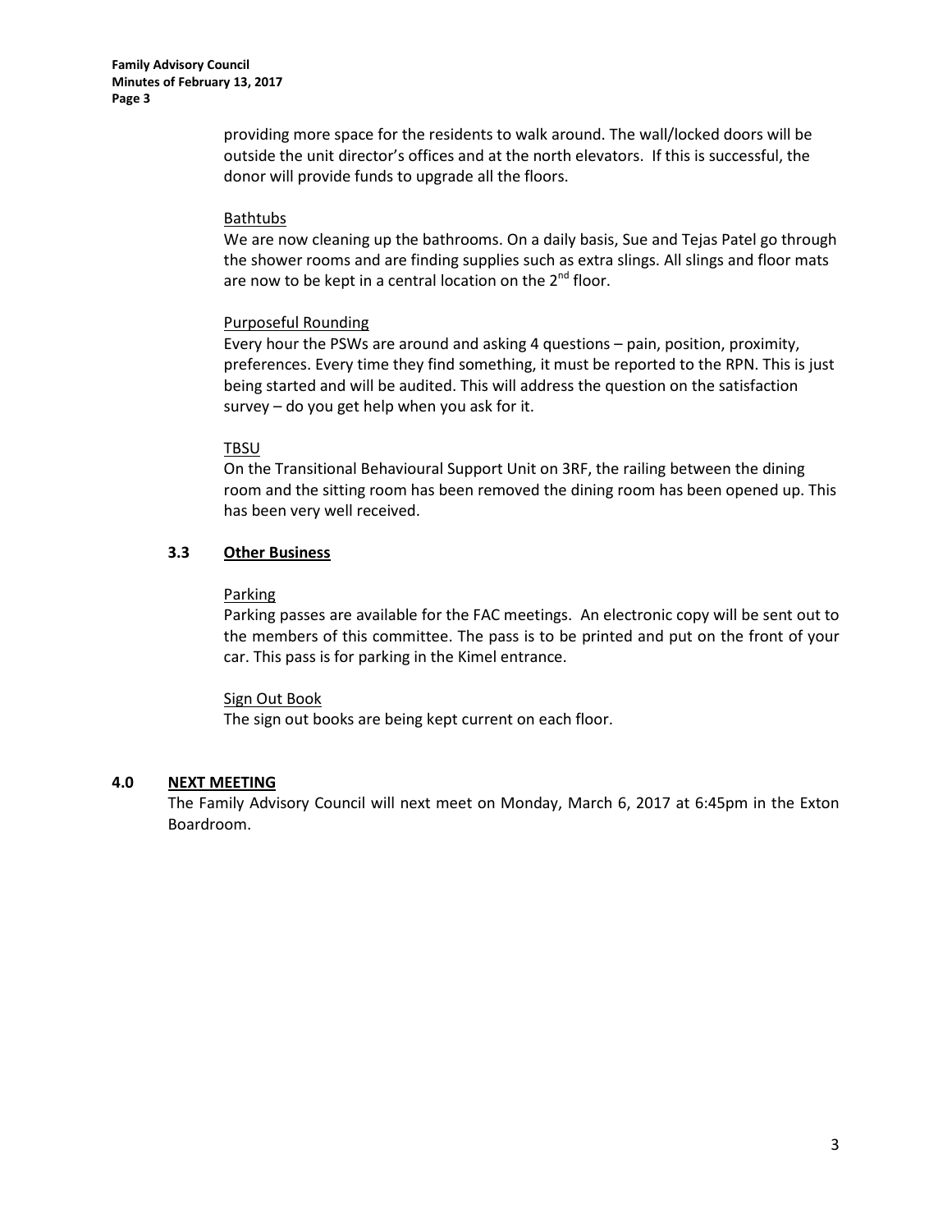providing more space for the residents to walk around. The wall/locked doors will be outside the unit director's offices and at the north elevators. If this is successful, the donor will provide funds to upgrade all the floors.

Bathtubs

We are now cleaning up the bathrooms. On a daily basis, Sue and Tejas Patel go through the shower rooms and are finding supplies such as extra slings. All slings and floor mats are now to be kept in a central location on the 2nd floor.

Purposeful Rounding

Every hour the PSWs are around and asking 4 questions – pain, position, proximity, preferences. Every time they find something, it must be reported to the RPN. This is just being started and will be audited. This will address the question on the satisfaction survey – do you get help when you ask for it.

TBSU

On the Transitional Behavioural Support Unit on 3RF, the railing between the dining room and the sitting room has been removed the dining room has been opened up. This has been very well received.

### 3.3 Other Business

Parking

Parking passes are available for the FAC meetings. An electronic copy will be sent out to the members of this committee. The pass is to be printed and put on the front of your car. This pass is for parking in the Kimel entrance.

Sign Out Book

The sign out books are being kept current on each floor.

## 4.0 NEXT MEETING

The Family Advisory Council will next meet on Monday, March 6, 2017 at 6:45pm in the Exton Boardroom.